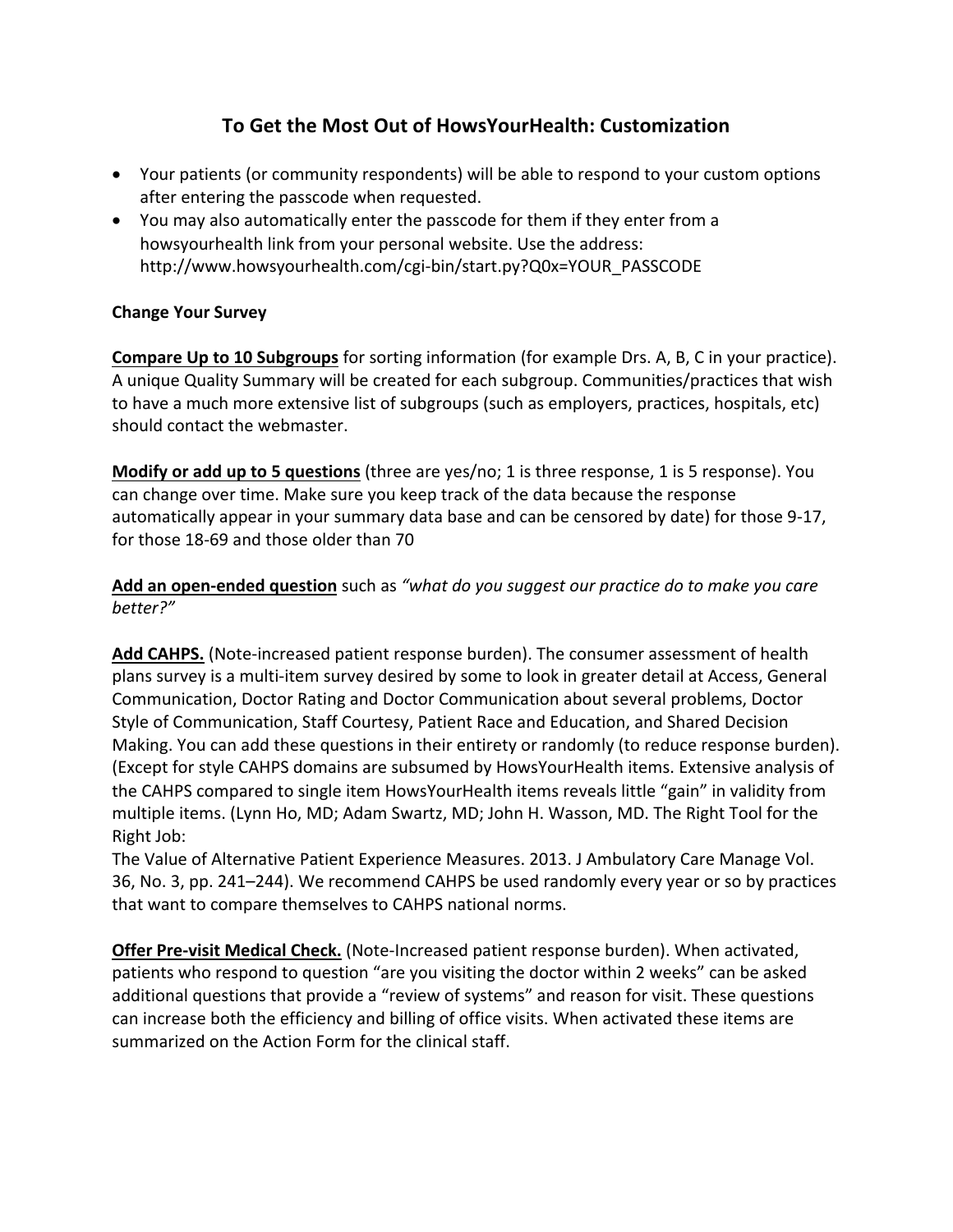# To Get the Most Out of HowsYourHealth: Customization

- Your patients (or community respondents) will be able to respond to your custom options after entering the passcode when requested.
- You may also automatically enter the passcode for them if they enter from a howsyourhealth link from your personal website. Use the address: http://www.howsyourhealth.com/cgi-bin/start.py?Q0x=YOUR_PASSCODE

**Change Your Survey**

**Compare Up to 10 Subgroups** for sorting information (for example Drs. A, B, C in your practice). A unique Quality Summary will be created for each subgroup. Communities/practices that wish to have a much more extensive list of subgroups (such as employers, practices, hospitals, etc) should contact the webmaster.

**Modify or add up to 5 questions** (three are yes/no; 1 is three response, 1 is 5 response). You can change over time. Make sure you keep track of the data because the response automatically appear in your summary data base and can be censored by date) for those 9-17, for those 18-69 and those older than 70

**Add an open-ended question** such as *"what do you suggest our practice do to make you care better?"*

**Add CAHPS.** (Note-increased patient response burden). The consumer assessment of health plans survey is a multi-item survey desired by some to look in greater detail at Access, General Communication, Doctor Rating and Doctor Communication about several problems, Doctor Style of Communication, Staff Courtesy, Patient Race and Education, and Shared Decision Making. You can add these questions in their entirety or randomly (to reduce response burden). (Except for style CAHPS domains are subsumed by HowsYourHealth items. Extensive analysis of the CAHPS compared to single item HowsYourHealth items reveals little "gain" in validity from multiple items. (Lynn Ho, MD; Adam Swartz, MD; John H. Wasson, MD. The Right Tool for the Right Job:
The Value of Alternative Patient Experience Measures. 2013. J Ambulatory Care Manage Vol. 36, No. 3, pp. 241–244). We recommend CAHPS be used randomly every year or so by practices that want to compare themselves to CAHPS national norms.

**Offer Pre-visit Medical Check.** (Note-Increased patient response burden). When activated, patients who respond to question "are you visiting the doctor within 2 weeks" can be asked additional questions that provide a "review of systems" and reason for visit. These questions can increase both the efficiency and billing of office visits. When activated these items are summarized on the Action Form for the clinical staff.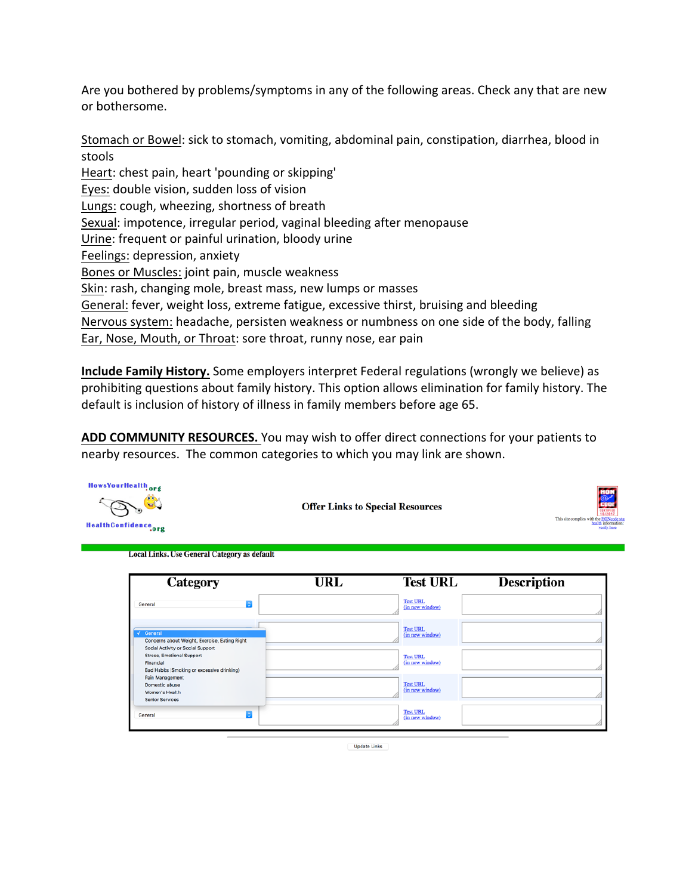Are you bothered by problems/symptoms in any of the following areas. Check any that are new or bothersome.

Stomach or Bowel: sick to stomach, vomiting, abdominal pain, constipation, diarrhea, blood in stools
Heart: chest pain, heart 'pounding or skipping'
Eyes: double vision, sudden loss of vision
Lungs: cough, wheezing, shortness of breath
Sexual: impotence, irregular period, vaginal bleeding after menopause
Urine: frequent or painful urination, bloody urine
Feelings: depression, anxiety
Bones or Muscles: joint pain, muscle weakness
Skin: rash, changing mole, breast mass, new lumps or masses
General: fever, weight loss, extreme fatigue, excessive thirst, bruising and bleeding
Nervous system: headache, persisten weakness or numbness on one side of the body, falling
Ear, Nose, Mouth, or Throat: sore throat, runny nose, ear pain

**Include Family History.** Some employers interpret Federal regulations (wrongly we believe) as prohibiting questions about family history. This option allows elimination for family history. The default is inclusion of history of illness in family members before age 65.

**ADD COMMUNITY RESOURCES.** You may wish to offer direct connections for your patients to nearby resources. The common categories to which you may link are shown.

HowsYourHealth.org
HealthConfidence.org

**Offer Links to Special Resources**

This site complies with the HONcode standard for trustworthy health information: verify here

Local Links. Use General Category as default

| Category | URL | Test URL | Description |
|---|---|---|---|
| General | | Test URL (in new window) | |
| ✓ General<br>Concerns about Weight, Exercise, Eating Right<br>Social Activity or Social Support<br>Stress, Emotional Support<br>Financial<br>Bad Habits (Smoking or excessive drinking)<br>Pain Management<br>Domestic abuse<br>Women's Health<br>Senior Services | | Test URL (in new window) | |
| | | Test URL (in new window) | |
| | | Test URL (in new window) | |
| General | | Test URL (in new window) | |

Update Links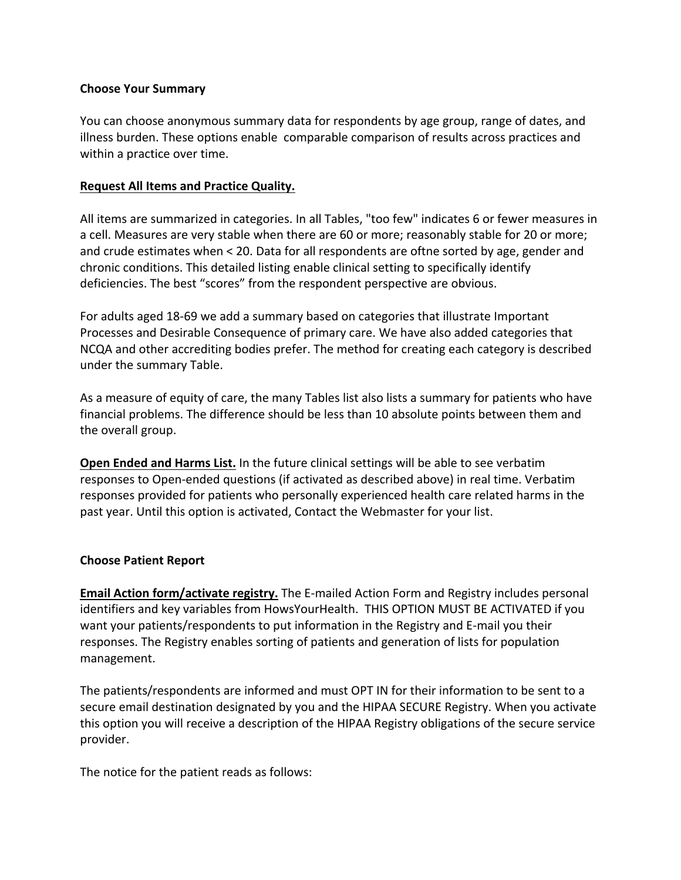**Choose Your Summary**

You can choose anonymous summary data for respondents by age group, range of dates, and illness burden. These options enable comparable comparison of results across practices and within a practice over time.

**Request All Items and Practice Quality.**

All items are summarized in categories. In all Tables, "too few" indicates 6 or fewer measures in a cell. Measures are very stable when there are 60 or more; reasonably stable for 20 or more; and crude estimates when < 20. Data for all respondents are oftne sorted by age, gender and chronic conditions. This detailed listing enable clinical setting to specifically identify deficiencies. The best "scores" from the respondent perspective are obvious.

For adults aged 18-69 we add a summary based on categories that illustrate Important Processes and Desirable Consequence of primary care. We have also added categories that NCQA and other accrediting bodies prefer. The method for creating each category is described under the summary Table.

As a measure of equity of care, the many Tables list also lists a summary for patients who have financial problems. The difference should be less than 10 absolute points between them and the overall group.

**Open Ended and Harms List.** In the future clinical settings will be able to see verbatim responses to Open-ended questions (if activated as described above) in real time. Verbatim responses provided for patients who personally experienced health care related harms in the past year. Until this option is activated, Contact the Webmaster for your list.

**Choose Patient Report**

**Email Action form/activate registry.** The E-mailed Action Form and Registry includes personal identifiers and key variables from HowsYourHealth. THIS OPTION MUST BE ACTIVATED if you want your patients/respondents to put information in the Registry and E-mail you their responses. The Registry enables sorting of patients and generation of lists for population management.

The patients/respondents are informed and must OPT IN for their information to be sent to a secure email destination designated by you and the HIPAA SECURE Registry. When you activate this option you will receive a description of the HIPAA Registry obligations of the secure service provider.

The notice for the patient reads as follows: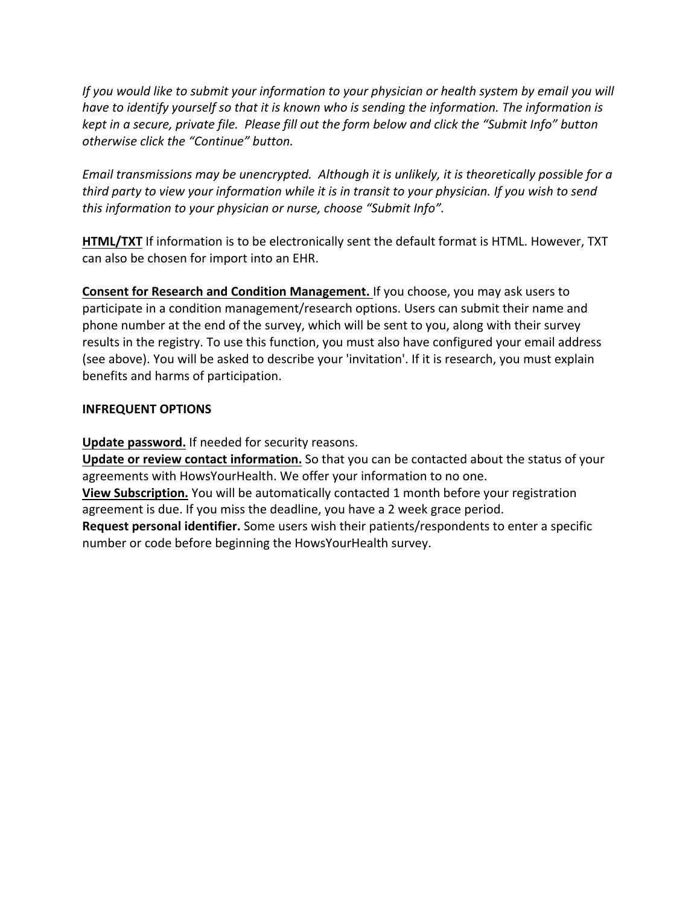*If you would like to submit your information to your physician or health system by email you will have to identify yourself so that it is known who is sending the information. The information is kept in a secure, private file. Please fill out the form below and click the "Submit Info" button otherwise click the "Continue" button.*

*Email transmissions may be unencrypted. Although it is unlikely, it is theoretically possible for a third party to view your information while it is in transit to your physician. If you wish to send this information to your physician or nurse, choose "Submit Info".*

**HTML/TXT** If information is to be electronically sent the default format is HTML. However, TXT can also be chosen for import into an EHR.

**Consent for Research and Condition Management.** If you choose, you may ask users to participate in a condition management/research options. Users can submit their name and phone number at the end of the survey, which will be sent to you, along with their survey results in the registry. To use this function, you must also have configured your email address (see above). You will be asked to describe your 'invitation'. If it is research, you must explain benefits and harms of participation.

**INFREQUENT OPTIONS**

**Update password.** If needed for security reasons.
**Update or review contact information.** So that you can be contacted about the status of your agreements with HowsYourHealth. We offer your information to no one.
**View Subscription.** You will be automatically contacted 1 month before your registration agreement is due. If you miss the deadline, you have a 2 week grace period.
**Request personal identifier.** Some users wish their patients/respondents to enter a specific number or code before beginning the HowsYourHealth survey.